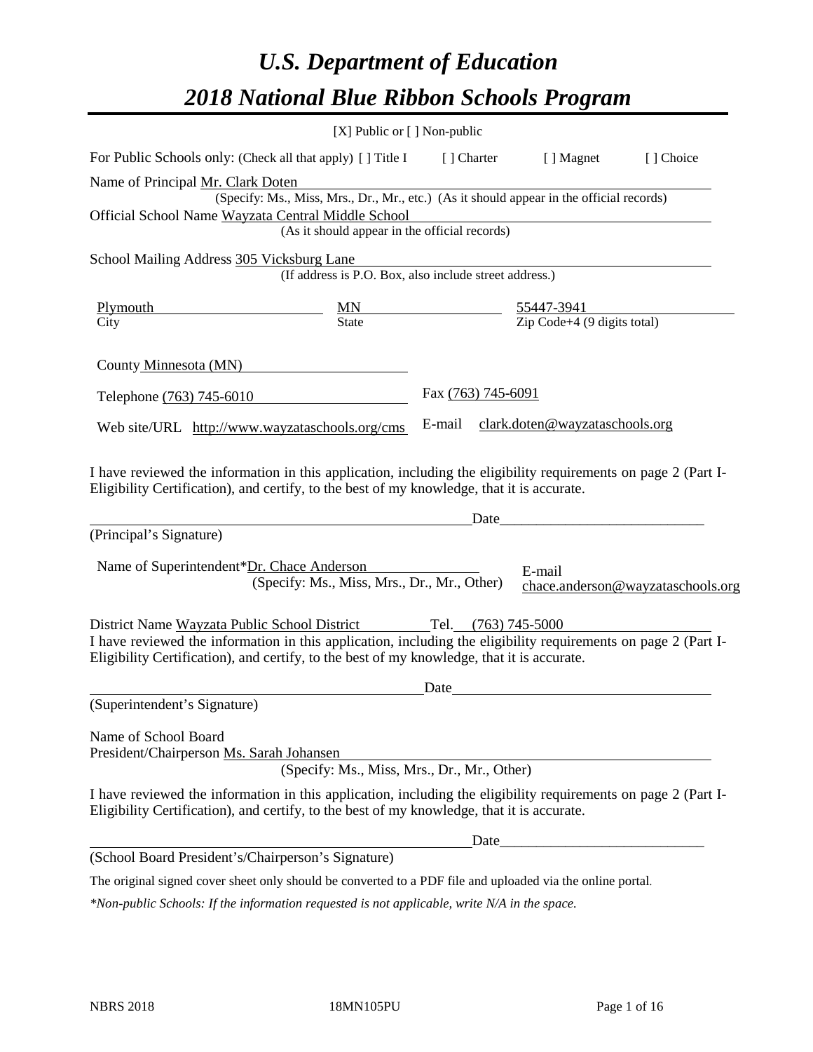# *U.S. Department of Education*

# *2018 National Blue Ribbon Schools Program*

[X] Public or [ ] Non-public

For Public Schools only: (Check all that apply) [ ] Title I [ ] Charter [ ] Magnet [ ] Choice

Name of Principal Mr. Clark Doten
(Specify: Ms., Miss, Mrs., Dr., Mr., etc.) (As it should appear in the official records)

Official School Name Wayzata Central Middle School
(As it should appear in the official records)

School Mailing Address 305 Vicksburg Lane
(If address is P.O. Box, also include street address.)

| Plymouth | MN | 55447-3941 |
|---|---|---|
| City | State | Zip Code+4 (9 digits total) |

County Minnesota (MN)

Telephone (763) 745-6010 Fax (763) 745-6091

Web site/URL http://www.wayzataschools.org/cms E-mail clark.doten@wayzataschools.org

I have reviewed the information in this application, including the eligibility requirements on page 2 (Part I-Eligibility Certification), and certify, to the best of my knowledge, that it is accurate.

_______________________________ Date_______________________
(Principal's Signature)

Name of Superintendent*Dr. Chace Anderson
(Specify: Ms., Miss, Mrs., Dr., Mr., Other)

E-mail chace.anderson@wayzataschools.org

District Name Wayzata Public School District Tel. (763) 745-5000

I have reviewed the information in this application, including the eligibility requirements on page 2 (Part I-Eligibility Certification), and certify, to the best of my knowledge, that it is accurate.

_______________________________ Date_______________________
(Superintendent's Signature)

Name of School Board
President/Chairperson Ms. Sarah Johansen
(Specify: Ms., Miss, Mrs., Dr., Mr., Other)

I have reviewed the information in this application, including the eligibility requirements on page 2 (Part I-Eligibility Certification), and certify, to the best of my knowledge, that it is accurate.

_______________________________ Date_______________________
(School Board President's/Chairperson's Signature)

The original signed cover sheet only should be converted to a PDF file and uploaded via the online portal.

*\*Non-public Schools: If the information requested is not applicable, write N/A in the space.*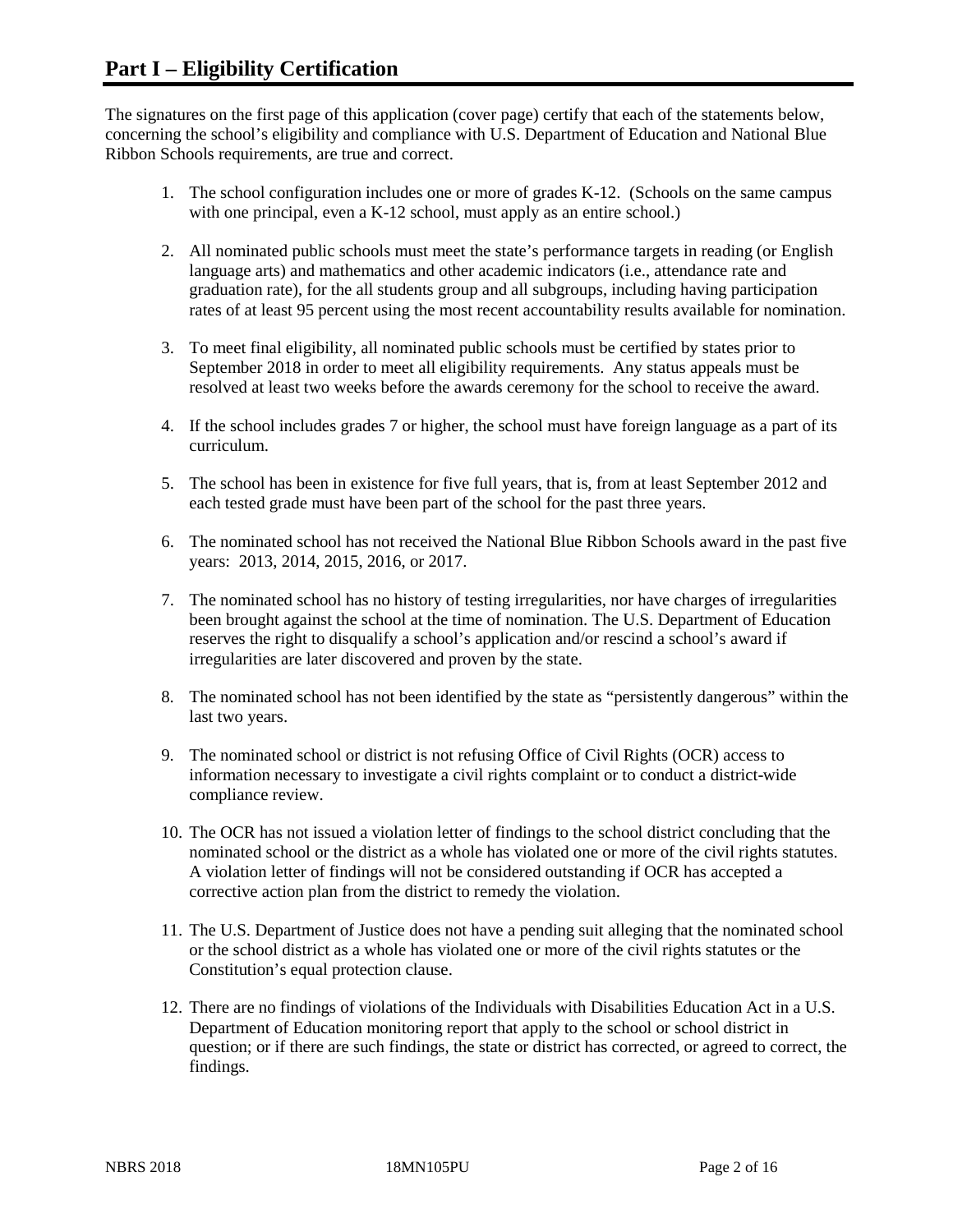# Part I – Eligibility Certification

The signatures on the first page of this application (cover page) certify that each of the statements below, concerning the school's eligibility and compliance with U.S. Department of Education and National Blue Ribbon Schools requirements, are true and correct.

1. The school configuration includes one or more of grades K-12. (Schools on the same campus with one principal, even a K-12 school, must apply as an entire school.)

2. All nominated public schools must meet the state's performance targets in reading (or English language arts) and mathematics and other academic indicators (i.e., attendance rate and graduation rate), for the all students group and all subgroups, including having participation rates of at least 95 percent using the most recent accountability results available for nomination.

3. To meet final eligibility, all nominated public schools must be certified by states prior to September 2018 in order to meet all eligibility requirements. Any status appeals must be resolved at least two weeks before the awards ceremony for the school to receive the award.

4. If the school includes grades 7 or higher, the school must have foreign language as a part of its curriculum.

5. The school has been in existence for five full years, that is, from at least September 2012 and each tested grade must have been part of the school for the past three years.

6. The nominated school has not received the National Blue Ribbon Schools award in the past five years: 2013, 2014, 2015, 2016, or 2017.

7. The nominated school has no history of testing irregularities, nor have charges of irregularities been brought against the school at the time of nomination. The U.S. Department of Education reserves the right to disqualify a school's application and/or rescind a school's award if irregularities are later discovered and proven by the state.

8. The nominated school has not been identified by the state as "persistently dangerous" within the last two years.

9. The nominated school or district is not refusing Office of Civil Rights (OCR) access to information necessary to investigate a civil rights complaint or to conduct a district-wide compliance review.

10. The OCR has not issued a violation letter of findings to the school district concluding that the nominated school or the district as a whole has violated one or more of the civil rights statutes. A violation letter of findings will not be considered outstanding if OCR has accepted a corrective action plan from the district to remedy the violation.

11. The U.S. Department of Justice does not have a pending suit alleging that the nominated school or the school district as a whole has violated one or more of the civil rights statutes or the Constitution's equal protection clause.

12. There are no findings of violations of the Individuals with Disabilities Education Act in a U.S. Department of Education monitoring report that apply to the school or school district in question; or if there are such findings, the state or district has corrected, or agreed to correct, the findings.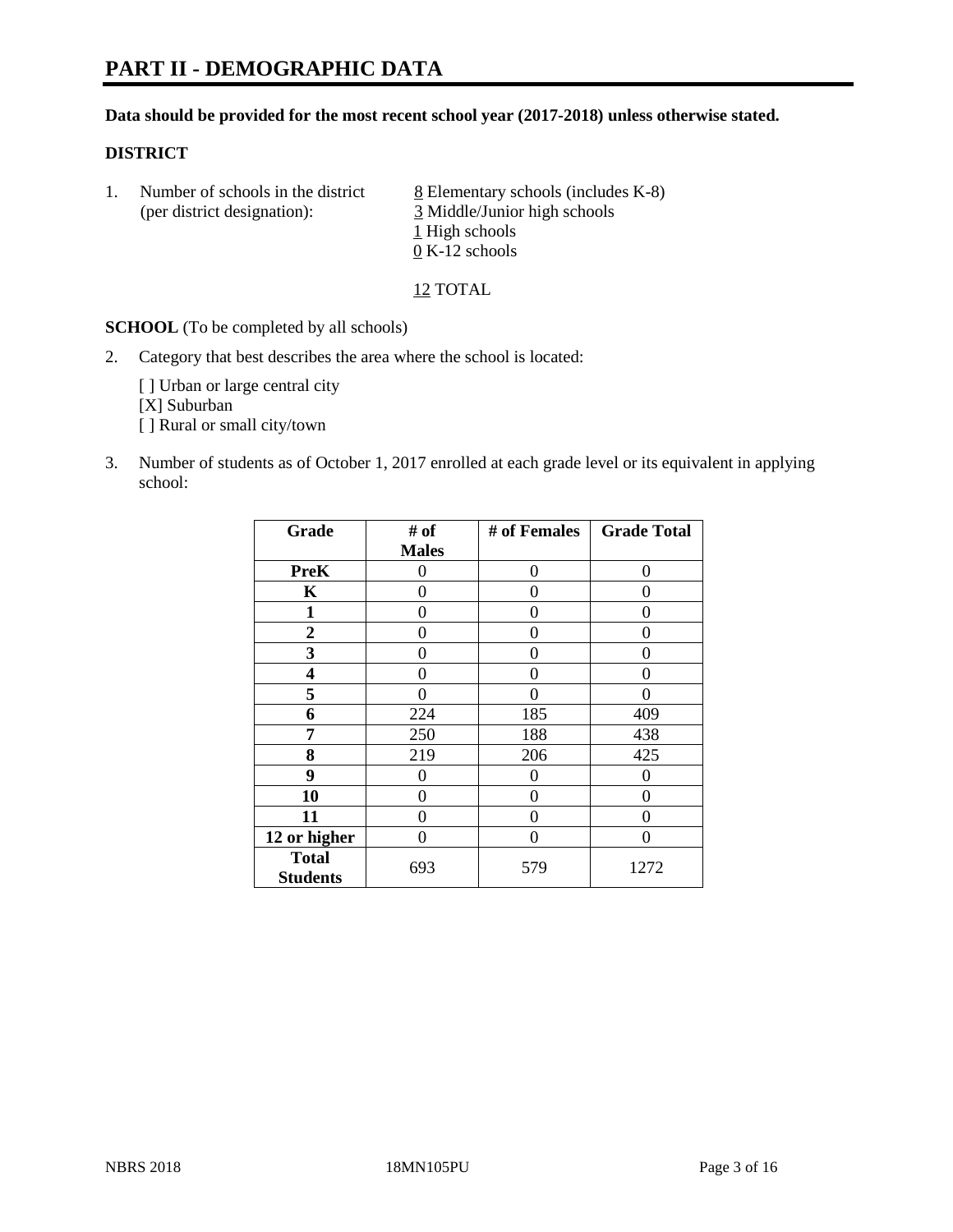# PART II - DEMOGRAPHIC DATA

**Data should be provided for the most recent school year (2017-2018) unless otherwise stated.**

**DISTRICT**

1. Number of schools in the district (per district designation):
   8 Elementary schools (includes K-8)
   3 Middle/Junior high schools
   1 High schools
   0 K-12 schools

   12 TOTAL

**SCHOOL** (To be completed by all schools)

2. Category that best describes the area where the school is located:

   [ ] Urban or large central city
   [X] Suburban
   [ ] Rural or small city/town

3. Number of students as of October 1, 2017 enrolled at each grade level or its equivalent in applying school:

| Grade | # of Males | # of Females | Grade Total |
|---|---|---|---|
| PreK | 0 | 0 | 0 |
| K | 0 | 0 | 0 |
| 1 | 0 | 0 | 0 |
| 2 | 0 | 0 | 0 |
| 3 | 0 | 0 | 0 |
| 4 | 0 | 0 | 0 |
| 5 | 0 | 0 | 0 |
| 6 | 224 | 185 | 409 |
| 7 | 250 | 188 | 438 |
| 8 | 219 | 206 | 425 |
| 9 | 0 | 0 | 0 |
| 10 | 0 | 0 | 0 |
| 11 | 0 | 0 | 0 |
| 12 or higher | 0 | 0 | 0 |
| Total Students | 693 | 579 | 1272 |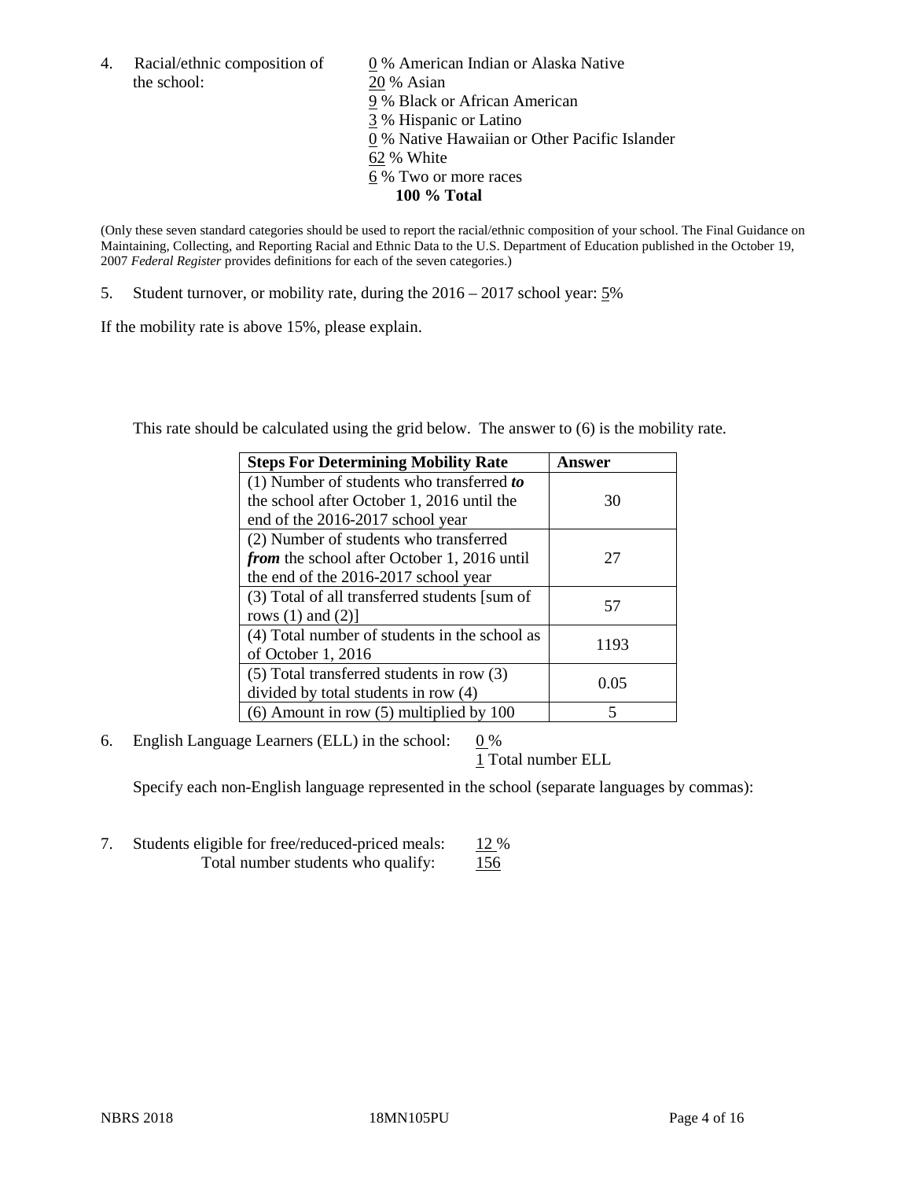4. Racial/ethnic composition of the school:

0 % American Indian or Alaska Native
20 % Asian
9 % Black or African American
3 % Hispanic or Latino
0 % Native Hawaiian or Other Pacific Islander
62 % White
6 % Two or more races
**100 % Total**

(Only these seven standard categories should be used to report the racial/ethnic composition of your school. The Final Guidance on Maintaining, Collecting, and Reporting Racial and Ethnic Data to the U.S. Department of Education published in the October 19, 2007 *Federal Register* provides definitions for each of the seven categories.)

5. Student turnover, or mobility rate, during the 2016 – 2017 school year: 5%

If the mobility rate is above 15%, please explain.

This rate should be calculated using the grid below. The answer to (6) is the mobility rate.

| **Steps For Determining Mobility Rate** | **Answer** |
| --- | --- |
| (1) Number of students who transferred ***to*** the school after October 1, 2016 until the end of the 2016-2017 school year | 30 |
| (2) Number of students who transferred ***from*** the school after October 1, 2016 until the end of the 2016-2017 school year | 27 |
| (3) Total of all transferred students [sum of rows (1) and (2)] | 57 |
| (4) Total number of students in the school as of October 1, 2016 | 1193 |
| (5) Total transferred students in row (3) divided by total students in row (4) | 0.05 |
| (6) Amount in row (5) multiplied by 100 | 5 |

6. English Language Learners (ELL) in the school: 0 %
1 Total number ELL

Specify each non-English language represented in the school (separate languages by commas):

7. Students eligible for free/reduced-priced meals: 12 %
Total number students who qualify: 156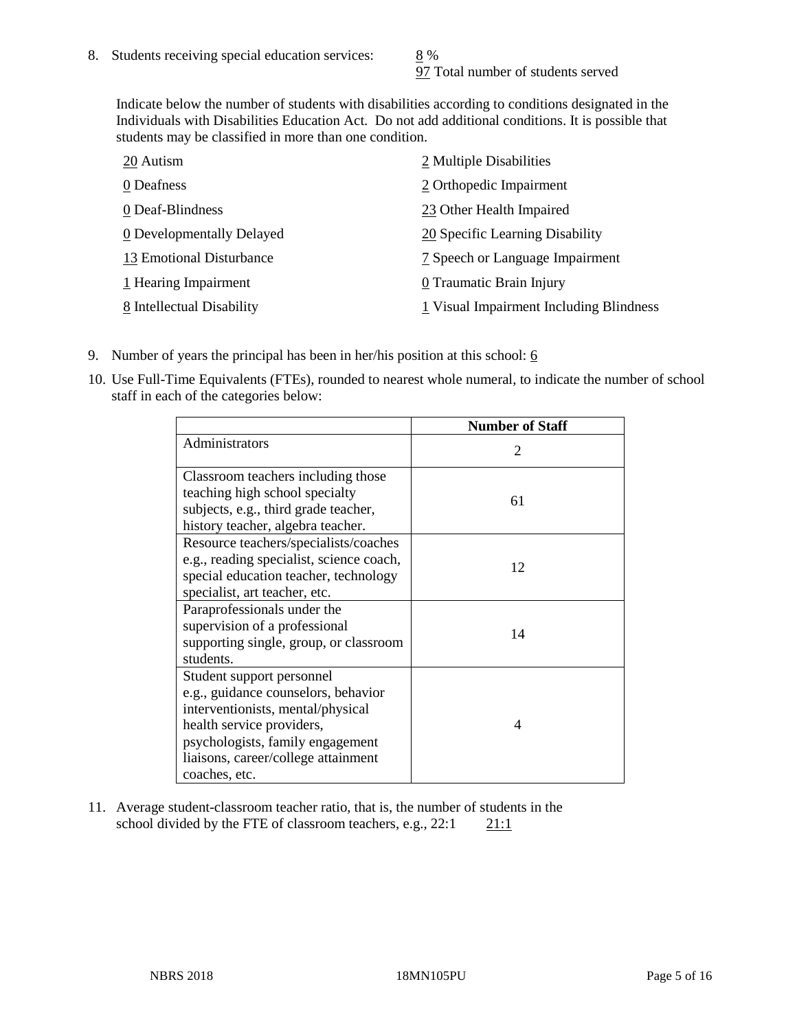8. Students receiving special education services: 8 %
   97 Total number of students served

   Indicate below the number of students with disabilities according to conditions designated in the Individuals with Disabilities Education Act. Do not add additional conditions. It is possible that students may be classified in more than one condition.

   20 Autism
   0 Deafness
   0 Deaf-Blindness
   0 Developmentally Delayed
   13 Emotional Disturbance
   1 Hearing Impairment
   8 Intellectual Disability
   2 Multiple Disabilities
   2 Orthopedic Impairment
   23 Other Health Impaired
   20 Specific Learning Disability
   7 Speech or Language Impairment
   0 Traumatic Brain Injury
   1 Visual Impairment Including Blindness

9. Number of years the principal has been in her/his position at this school: 6

10. Use Full-Time Equivalents (FTEs), rounded to nearest whole numeral, to indicate the number of school staff in each of the categories below:

|  | Number of Staff |
| --- | --- |
| Administrators | 2 |
| Classroom teachers including those teaching high school specialty subjects, e.g., third grade teacher, history teacher, algebra teacher. | 61 |
| Resource teachers/specialists/coaches e.g., reading specialist, science coach, special education teacher, technology specialist, art teacher, etc. | 12 |
| Paraprofessionals under the supervision of a professional supporting single, group, or classroom students. | 14 |
| Student support personnel e.g., guidance counselors, behavior interventionists, mental/physical health service providers, psychologists, family engagement liaisons, career/college attainment coaches, etc. | 4 |

11. Average student-classroom teacher ratio, that is, the number of students in the school divided by the FTE of classroom teachers, e.g., 22:1 21:1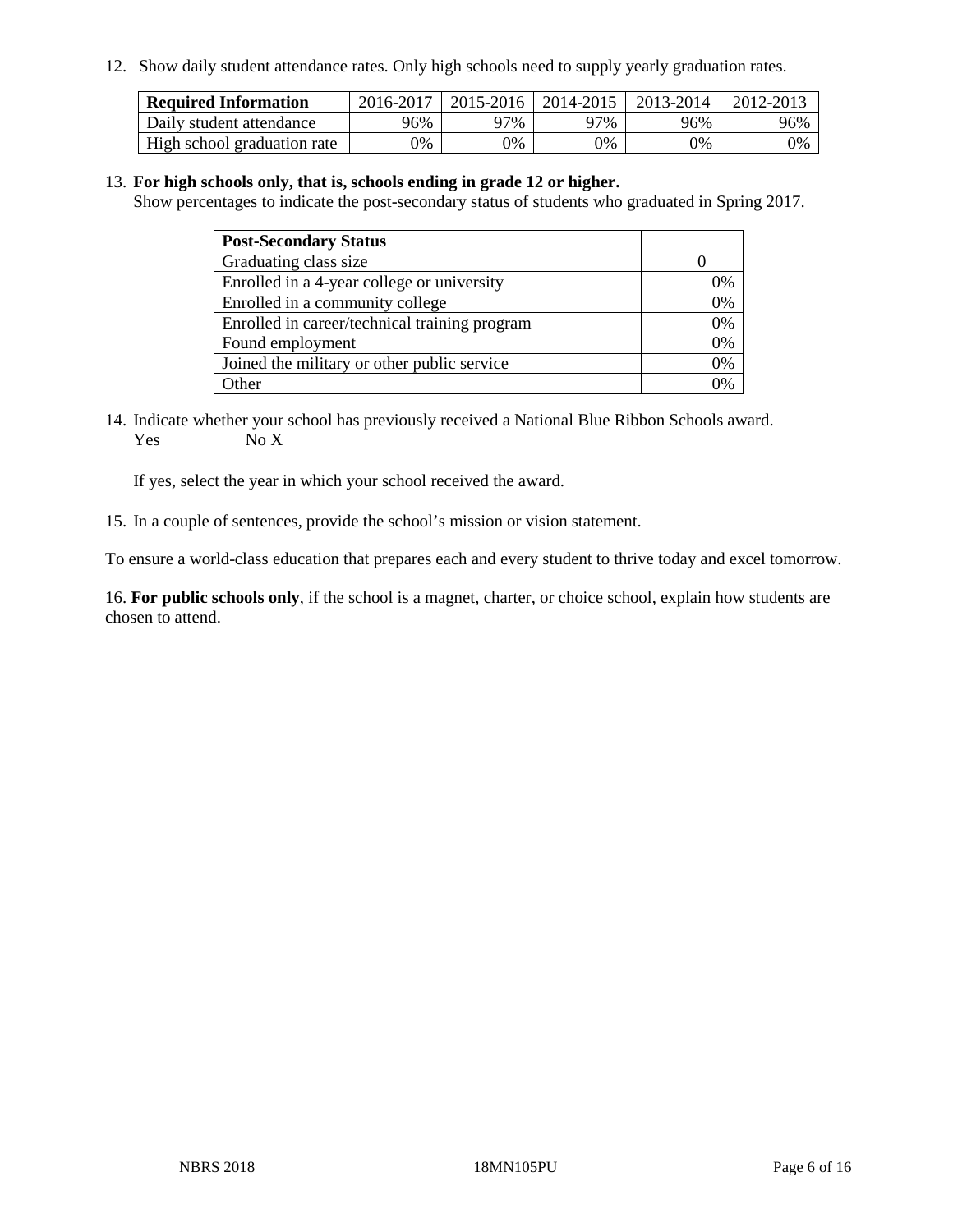12. Show daily student attendance rates. Only high schools need to supply yearly graduation rates.

| Required Information | 2016-2017 | 2015-2016 | 2014-2015 | 2013-2014 | 2012-2013 |
|---|---|---|---|---|---|
| Daily student attendance | 96% | 97% | 97% | 96% | 96% |
| High school graduation rate | 0% | 0% | 0% | 0% | 0% |

13. **For high schools only, that is, schools ending in grade 12 or higher.**
Show percentages to indicate the post-secondary status of students who graduated in Spring 2017.

| Post-Secondary Status | |
|---|---|
| Graduating class size | 0 |
| Enrolled in a 4-year college or university | 0% |
| Enrolled in a community college | 0% |
| Enrolled in career/technical training program | 0% |
| Found employment | 0% |
| Joined the military or other public service | 0% |
| Other | 0% |

14. Indicate whether your school has previously received a National Blue Ribbon Schools award.
Yes  No X

If yes, select the year in which your school received the award.

15. In a couple of sentences, provide the school's mission or vision statement.

To ensure a world-class education that prepares each and every student to thrive today and excel tomorrow.

16. **For public schools only**, if the school is a magnet, charter, or choice school, explain how students are chosen to attend.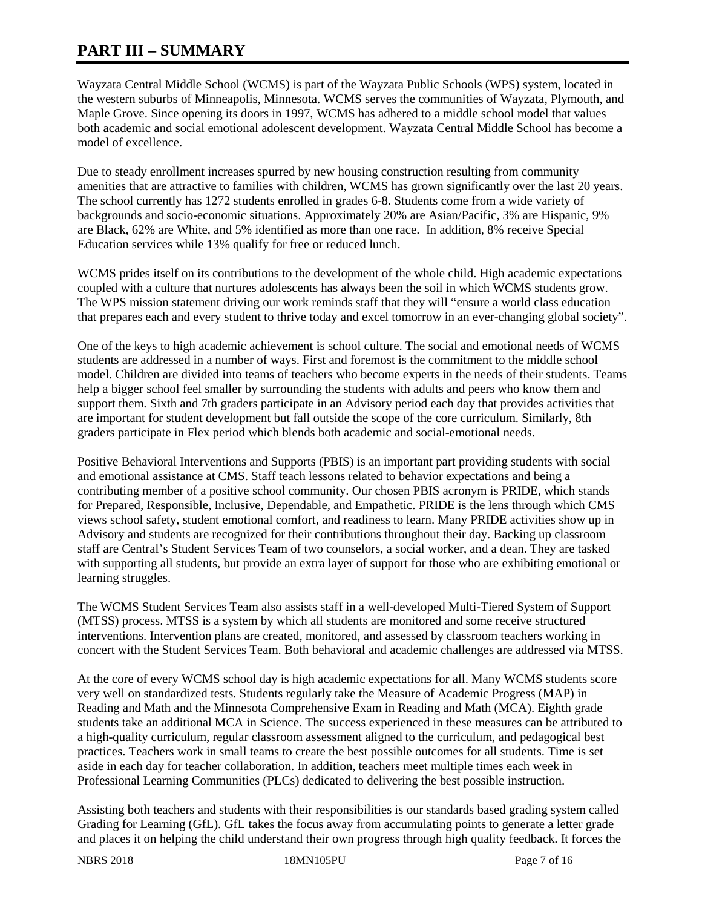# PART III – SUMMARY

Wayzata Central Middle School (WCMS) is part of the Wayzata Public Schools (WPS) system, located in the western suburbs of Minneapolis, Minnesota. WCMS serves the communities of Wayzata, Plymouth, and Maple Grove. Since opening its doors in 1997, WCMS has adhered to a middle school model that values both academic and social emotional adolescent development. Wayzata Central Middle School has become a model of excellence.

Due to steady enrollment increases spurred by new housing construction resulting from community amenities that are attractive to families with children, WCMS has grown significantly over the last 20 years. The school currently has 1272 students enrolled in grades 6-8. Students come from a wide variety of backgrounds and socio-economic situations. Approximately 20% are Asian/Pacific, 3% are Hispanic, 9% are Black, 62% are White, and 5% identified as more than one race. In addition, 8% receive Special Education services while 13% qualify for free or reduced lunch.

WCMS prides itself on its contributions to the development of the whole child. High academic expectations coupled with a culture that nurtures adolescents has always been the soil in which WCMS students grow. The WPS mission statement driving our work reminds staff that they will "ensure a world class education that prepares each and every student to thrive today and excel tomorrow in an ever-changing global society".

One of the keys to high academic achievement is school culture. The social and emotional needs of WCMS students are addressed in a number of ways. First and foremost is the commitment to the middle school model. Children are divided into teams of teachers who become experts in the needs of their students. Teams help a bigger school feel smaller by surrounding the students with adults and peers who know them and support them. Sixth and 7th graders participate in an Advisory period each day that provides activities that are important for student development but fall outside the scope of the core curriculum. Similarly, 8th graders participate in Flex period which blends both academic and social-emotional needs.

Positive Behavioral Interventions and Supports (PBIS) is an important part providing students with social and emotional assistance at CMS. Staff teach lessons related to behavior expectations and being a contributing member of a positive school community. Our chosen PBIS acronym is PRIDE, which stands for Prepared, Responsible, Inclusive, Dependable, and Empathetic. PRIDE is the lens through which CMS views school safety, student emotional comfort, and readiness to learn. Many PRIDE activities show up in Advisory and students are recognized for their contributions throughout their day. Backing up classroom staff are Central's Student Services Team of two counselors, a social worker, and a dean. They are tasked with supporting all students, but provide an extra layer of support for those who are exhibiting emotional or learning struggles.

The WCMS Student Services Team also assists staff in a well-developed Multi-Tiered System of Support (MTSS) process. MTSS is a system by which all students are monitored and some receive structured interventions. Intervention plans are created, monitored, and assessed by classroom teachers working in concert with the Student Services Team. Both behavioral and academic challenges are addressed via MTSS.

At the core of every WCMS school day is high academic expectations for all. Many WCMS students score very well on standardized tests. Students regularly take the Measure of Academic Progress (MAP) in Reading and Math and the Minnesota Comprehensive Exam in Reading and Math (MCA). Eighth grade students take an additional MCA in Science. The success experienced in these measures can be attributed to a high-quality curriculum, regular classroom assessment aligned to the curriculum, and pedagogical best practices. Teachers work in small teams to create the best possible outcomes for all students. Time is set aside in each day for teacher collaboration. In addition, teachers meet multiple times each week in Professional Learning Communities (PLCs) dedicated to delivering the best possible instruction.

Assisting both teachers and students with their responsibilities is our standards based grading system called Grading for Learning (GfL). GfL takes the focus away from accumulating points to generate a letter grade and places it on helping the child understand their own progress through high quality feedback. It forces the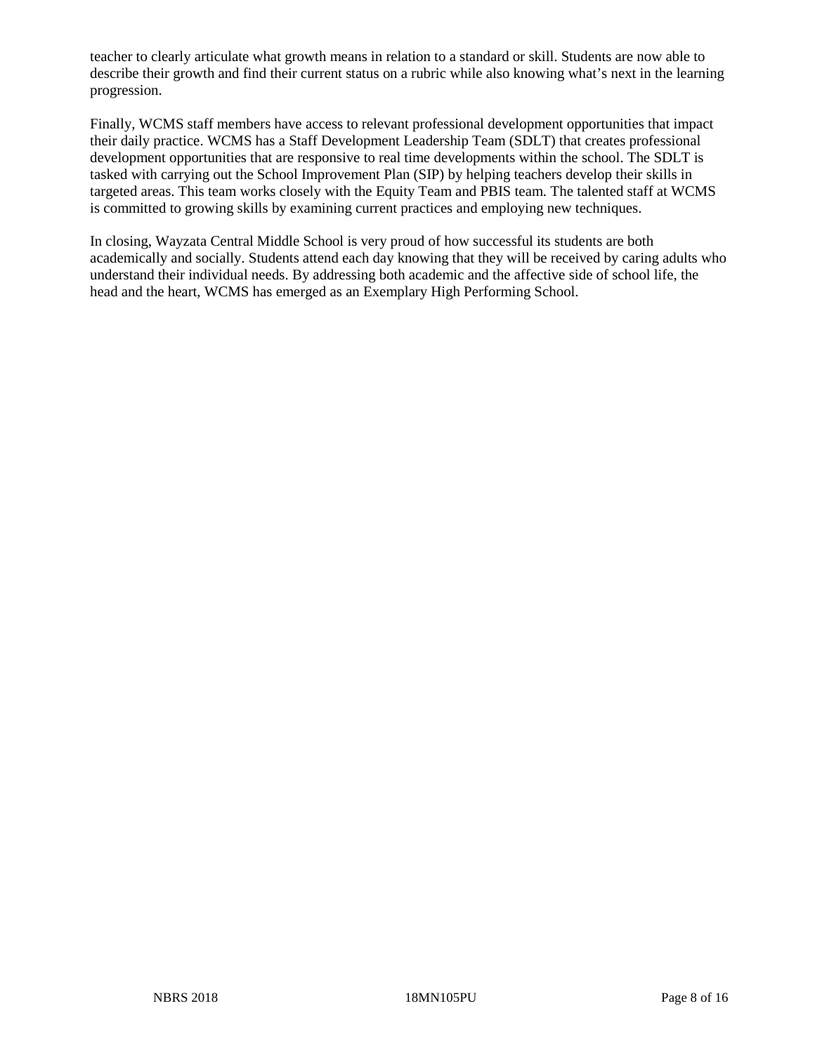teacher to clearly articulate what growth means in relation to a standard or skill. Students are now able to describe their growth and find their current status on a rubric while also knowing what's next in the learning progression.

Finally, WCMS staff members have access to relevant professional development opportunities that impact their daily practice. WCMS has a Staff Development Leadership Team (SDLT) that creates professional development opportunities that are responsive to real time developments within the school. The SDLT is tasked with carrying out the School Improvement Plan (SIP) by helping teachers develop their skills in targeted areas. This team works closely with the Equity Team and PBIS team. The talented staff at WCMS is committed to growing skills by examining current practices and employing new techniques.

In closing, Wayzata Central Middle School is very proud of how successful its students are both academically and socially. Students attend each day knowing that they will be received by caring adults who understand their individual needs. By addressing both academic and the affective side of school life, the head and the heart, WCMS has emerged as an Exemplary High Performing School.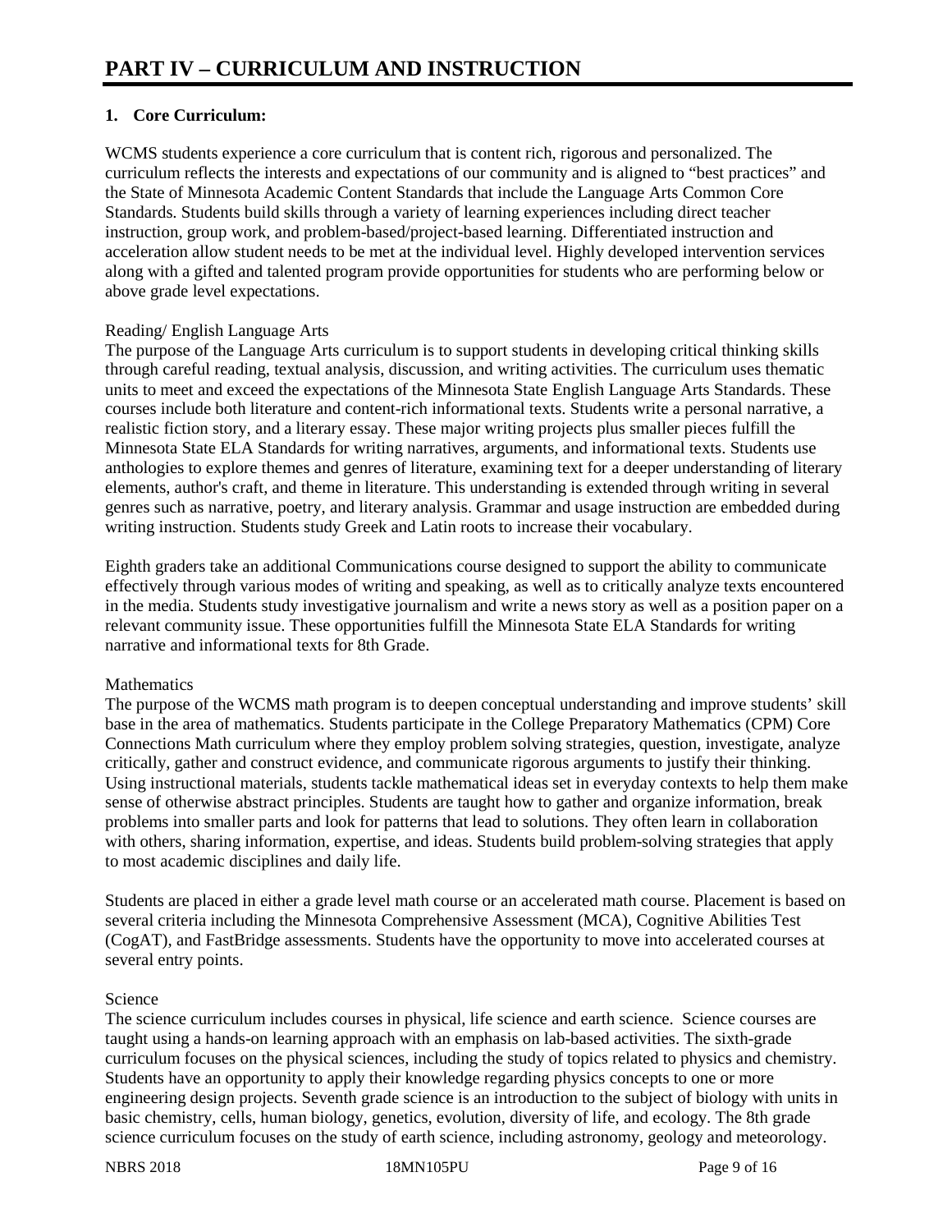# PART IV – CURRICULUM AND INSTRUCTION

**1. Core Curriculum:**

WCMS students experience a core curriculum that is content rich, rigorous and personalized. The curriculum reflects the interests and expectations of our community and is aligned to "best practices" and the State of Minnesota Academic Content Standards that include the Language Arts Common Core Standards. Students build skills through a variety of learning experiences including direct teacher instruction, group work, and problem-based/project-based learning. Differentiated instruction and acceleration allow student needs to be met at the individual level. Highly developed intervention services along with a gifted and talented program provide opportunities for students who are performing below or above grade level expectations.

Reading/ English Language Arts
The purpose of the Language Arts curriculum is to support students in developing critical thinking skills through careful reading, textual analysis, discussion, and writing activities. The curriculum uses thematic units to meet and exceed the expectations of the Minnesota State English Language Arts Standards. These courses include both literature and content-rich informational texts. Students write a personal narrative, a realistic fiction story, and a literary essay. These major writing projects plus smaller pieces fulfill the Minnesota State ELA Standards for writing narratives, arguments, and informational texts. Students use anthologies to explore themes and genres of literature, examining text for a deeper understanding of literary elements, author's craft, and theme in literature. This understanding is extended through writing in several genres such as narrative, poetry, and literary analysis. Grammar and usage instruction are embedded during writing instruction. Students study Greek and Latin roots to increase their vocabulary.

Eighth graders take an additional Communications course designed to support the ability to communicate effectively through various modes of writing and speaking, as well as to critically analyze texts encountered in the media. Students study investigative journalism and write a news story as well as a position paper on a relevant community issue. These opportunities fulfill the Minnesota State ELA Standards for writing narrative and informational texts for 8th Grade.

Mathematics
The purpose of the WCMS math program is to deepen conceptual understanding and improve students' skill base in the area of mathematics. Students participate in the College Preparatory Mathematics (CPM) Core Connections Math curriculum where they employ problem solving strategies, question, investigate, analyze critically, gather and construct evidence, and communicate rigorous arguments to justify their thinking. Using instructional materials, students tackle mathematical ideas set in everyday contexts to help them make sense of otherwise abstract principles. Students are taught how to gather and organize information, break problems into smaller parts and look for patterns that lead to solutions. They often learn in collaboration with others, sharing information, expertise, and ideas. Students build problem-solving strategies that apply to most academic disciplines and daily life.

Students are placed in either a grade level math course or an accelerated math course. Placement is based on several criteria including the Minnesota Comprehensive Assessment (MCA), Cognitive Abilities Test (CogAT), and FastBridge assessments. Students have the opportunity to move into accelerated courses at several entry points.

Science
The science curriculum includes courses in physical, life science and earth science. Science courses are taught using a hands-on learning approach with an emphasis on lab-based activities. The sixth-grade curriculum focuses on the physical sciences, including the study of topics related to physics and chemistry. Students have an opportunity to apply their knowledge regarding physics concepts to one or more engineering design projects. Seventh grade science is an introduction to the subject of biology with units in basic chemistry, cells, human biology, genetics, evolution, diversity of life, and ecology. The 8th grade science curriculum focuses on the study of earth science, including astronomy, geology and meteorology.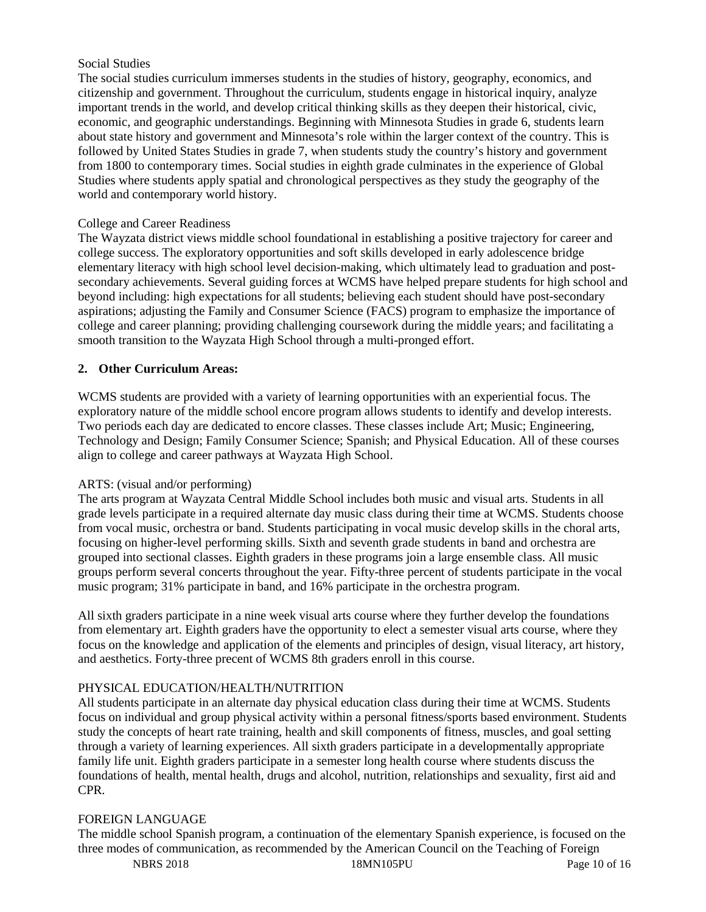Social Studies

The social studies curriculum immerses students in the studies of history, geography, economics, and citizenship and government. Throughout the curriculum, students engage in historical inquiry, analyze important trends in the world, and develop critical thinking skills as they deepen their historical, civic, economic, and geographic understandings. Beginning with Minnesota Studies in grade 6, students learn about state history and government and Minnesota's role within the larger context of the country. This is followed by United States Studies in grade 7, when students study the country's history and government from 1800 to contemporary times. Social studies in eighth grade culminates in the experience of Global Studies where students apply spatial and chronological perspectives as they study the geography of the world and contemporary world history.

College and Career Readiness

The Wayzata district views middle school foundational in establishing a positive trajectory for career and college success. The exploratory opportunities and soft skills developed in early adolescence bridge elementary literacy with high school level decision-making, which ultimately lead to graduation and post-secondary achievements. Several guiding forces at WCMS have helped prepare students for high school and beyond including: high expectations for all students; believing each student should have post-secondary aspirations; adjusting the Family and Consumer Science (FACS) program to emphasize the importance of college and career planning; providing challenging coursework during the middle years; and facilitating a smooth transition to the Wayzata High School through a multi-pronged effort.

**2. Other Curriculum Areas:**

WCMS students are provided with a variety of learning opportunities with an experiential focus. The exploratory nature of the middle school encore program allows students to identify and develop interests. Two periods each day are dedicated to encore classes. These classes include Art; Music; Engineering, Technology and Design; Family Consumer Science; Spanish; and Physical Education. All of these courses align to college and career pathways at Wayzata High School.

ARTS: (visual and/or performing)

The arts program at Wayzata Central Middle School includes both music and visual arts. Students in all grade levels participate in a required alternate day music class during their time at WCMS. Students choose from vocal music, orchestra or band. Students participating in vocal music develop skills in the choral arts, focusing on higher-level performing skills. Sixth and seventh grade students in band and orchestra are grouped into sectional classes. Eighth graders in these programs join a large ensemble class. All music groups perform several concerts throughout the year. Fifty-three percent of students participate in the vocal music program; 31% participate in band, and 16% participate in the orchestra program.

All sixth graders participate in a nine week visual arts course where they further develop the foundations from elementary art. Eighth graders have the opportunity to elect a semester visual arts course, where they focus on the knowledge and application of the elements and principles of design, visual literacy, art history, and aesthetics. Forty-three precent of WCMS 8th graders enroll in this course.

PHYSICAL EDUCATION/HEALTH/NUTRITION

All students participate in an alternate day physical education class during their time at WCMS. Students focus on individual and group physical activity within a personal fitness/sports based environment. Students study the concepts of heart rate training, health and skill components of fitness, muscles, and goal setting through a variety of learning experiences. All sixth graders participate in a developmentally appropriate family life unit. Eighth graders participate in a semester long health course where students discuss the foundations of health, mental health, drugs and alcohol, nutrition, relationships and sexuality, first aid and CPR.

FOREIGN LANGUAGE

The middle school Spanish program, a continuation of the elementary Spanish experience, is focused on the three modes of communication, as recommended by the American Council on the Teaching of Foreign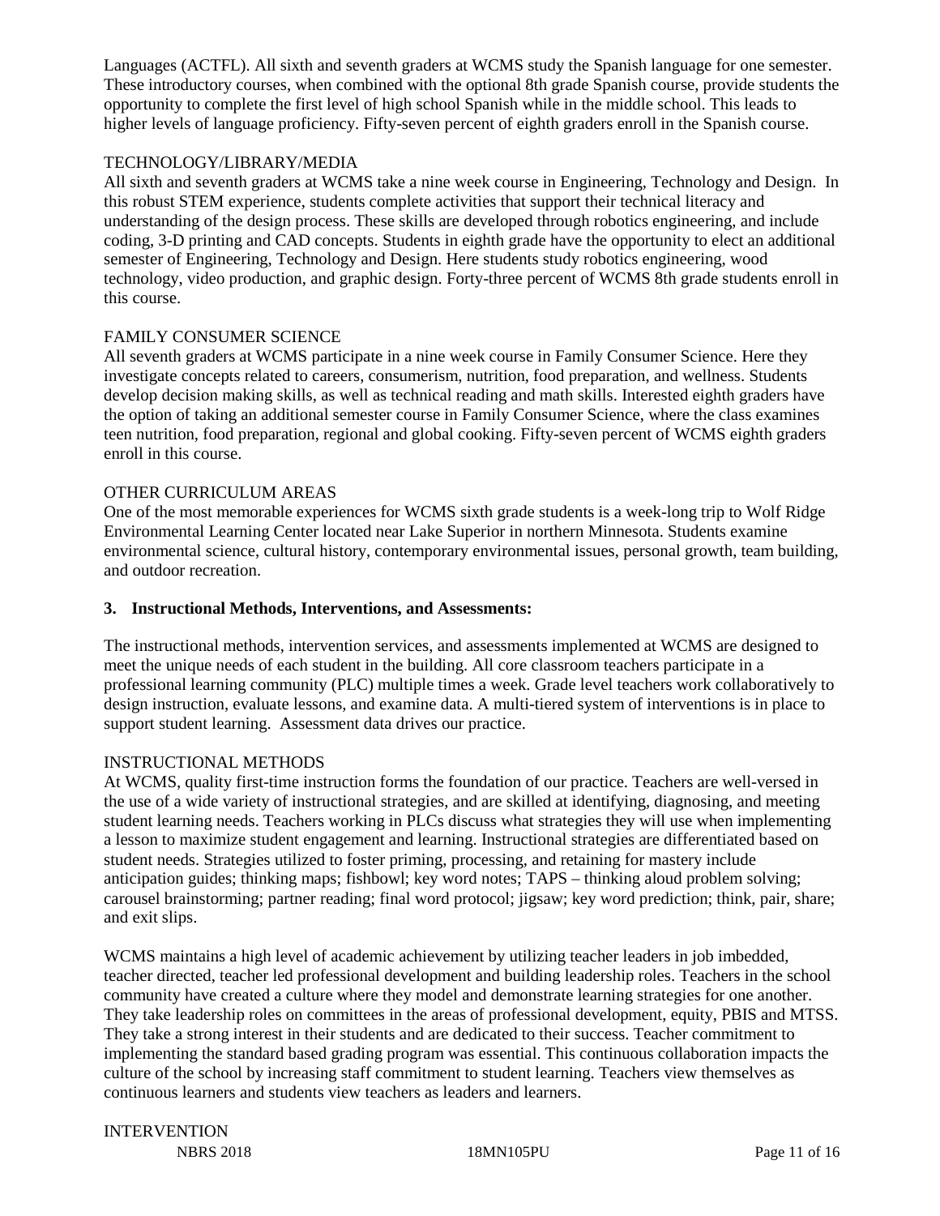Languages (ACTFL). All sixth and seventh graders at WCMS study the Spanish language for one semester. These introductory courses, when combined with the optional 8th grade Spanish course, provide students the opportunity to complete the first level of high school Spanish while in the middle school. This leads to higher levels of language proficiency. Fifty-seven percent of eighth graders enroll in the Spanish course.

TECHNOLOGY/LIBRARY/MEDIA

All sixth and seventh graders at WCMS take a nine week course in Engineering, Technology and Design. In this robust STEM experience, students complete activities that support their technical literacy and understanding of the design process. These skills are developed through robotics engineering, and include coding, 3-D printing and CAD concepts. Students in eighth grade have the opportunity to elect an additional semester of Engineering, Technology and Design. Here students study robotics engineering, wood technology, video production, and graphic design. Forty-three percent of WCMS 8th grade students enroll in this course.

FAMILY CONSUMER SCIENCE

All seventh graders at WCMS participate in a nine week course in Family Consumer Science. Here they investigate concepts related to careers, consumerism, nutrition, food preparation, and wellness. Students develop decision making skills, as well as technical reading and math skills. Interested eighth graders have the option of taking an additional semester course in Family Consumer Science, where the class examines teen nutrition, food preparation, regional and global cooking. Fifty-seven percent of WCMS eighth graders enroll in this course.

OTHER CURRICULUM AREAS

One of the most memorable experiences for WCMS sixth grade students is a week-long trip to Wolf Ridge Environmental Learning Center located near Lake Superior in northern Minnesota. Students examine environmental science, cultural history, contemporary environmental issues, personal growth, team building, and outdoor recreation.

**3. Instructional Methods, Interventions, and Assessments:**

The instructional methods, intervention services, and assessments implemented at WCMS are designed to meet the unique needs of each student in the building. All core classroom teachers participate in a professional learning community (PLC) multiple times a week. Grade level teachers work collaboratively to design instruction, evaluate lessons, and examine data. A multi-tiered system of interventions is in place to support student learning. Assessment data drives our practice.

INSTRUCTIONAL METHODS

At WCMS, quality first-time instruction forms the foundation of our practice. Teachers are well-versed in the use of a wide variety of instructional strategies, and are skilled at identifying, diagnosing, and meeting student learning needs. Teachers working in PLCs discuss what strategies they will use when implementing a lesson to maximize student engagement and learning. Instructional strategies are differentiated based on student needs. Strategies utilized to foster priming, processing, and retaining for mastery include anticipation guides; thinking maps; fishbowl; key word notes; TAPS – thinking aloud problem solving; carousel brainstorming; partner reading; final word protocol; jigsaw; key word prediction; think, pair, share; and exit slips.

WCMS maintains a high level of academic achievement by utilizing teacher leaders in job imbedded, teacher directed, teacher led professional development and building leadership roles. Teachers in the school community have created a culture where they model and demonstrate learning strategies for one another. They take leadership roles on committees in the areas of professional development, equity, PBIS and MTSS. They take a strong interest in their students and are dedicated to their success. Teacher commitment to implementing the standard based grading program was essential. This continuous collaboration impacts the culture of the school by increasing staff commitment to student learning. Teachers view themselves as continuous learners and students view teachers as leaders and learners.

INTERVENTION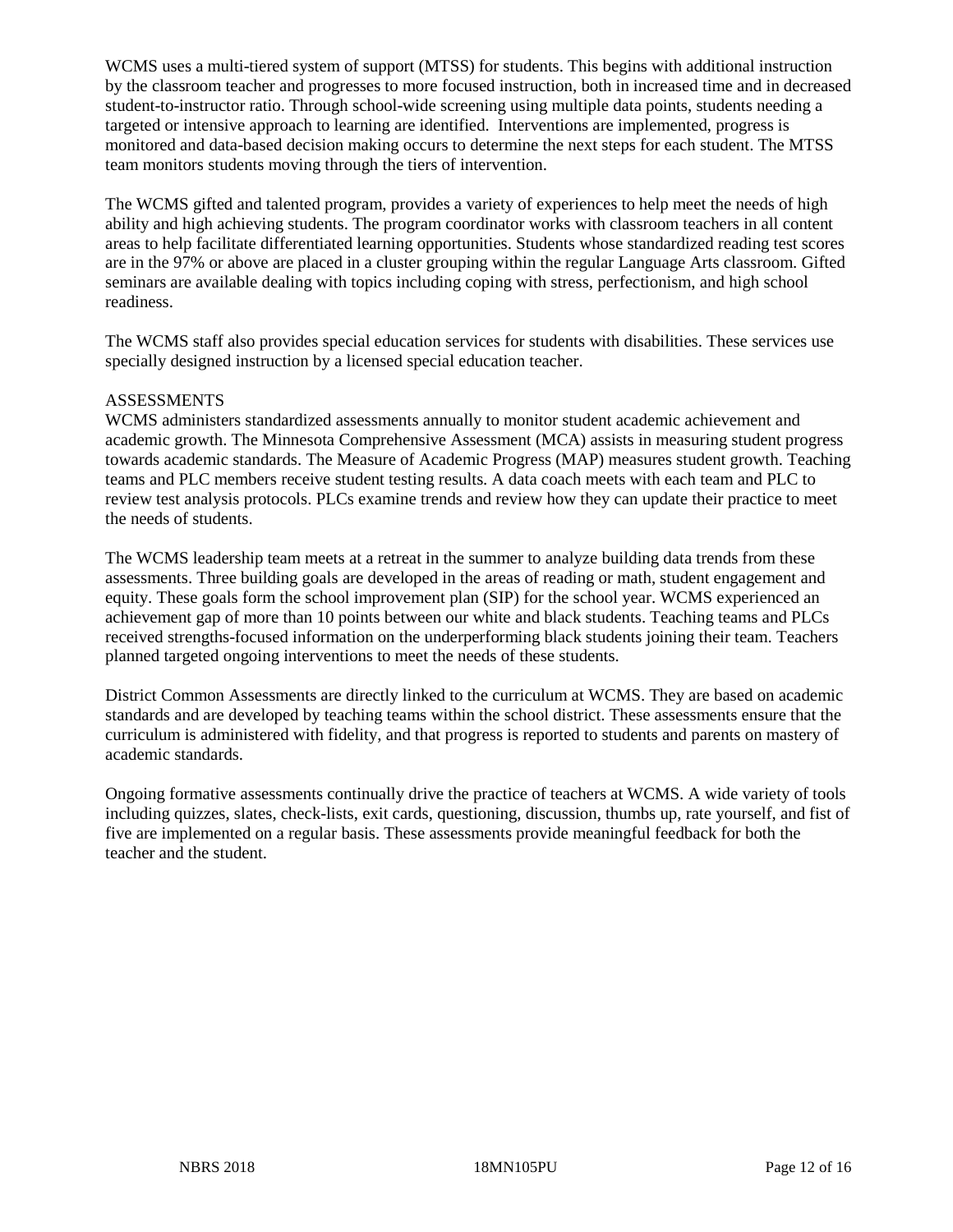WCMS uses a multi-tiered system of support (MTSS) for students. This begins with additional instruction by the classroom teacher and progresses to more focused instruction, both in increased time and in decreased student-to-instructor ratio. Through school-wide screening using multiple data points, students needing a targeted or intensive approach to learning are identified. Interventions are implemented, progress is monitored and data-based decision making occurs to determine the next steps for each student. The MTSS team monitors students moving through the tiers of intervention.

The WCMS gifted and talented program, provides a variety of experiences to help meet the needs of high ability and high achieving students. The program coordinator works with classroom teachers in all content areas to help facilitate differentiated learning opportunities. Students whose standardized reading test scores are in the 97% or above are placed in a cluster grouping within the regular Language Arts classroom. Gifted seminars are available dealing with topics including coping with stress, perfectionism, and high school readiness.

The WCMS staff also provides special education services for students with disabilities. These services use specially designed instruction by a licensed special education teacher.

ASSESSMENTS

WCMS administers standardized assessments annually to monitor student academic achievement and academic growth. The Minnesota Comprehensive Assessment (MCA) assists in measuring student progress towards academic standards. The Measure of Academic Progress (MAP) measures student growth. Teaching teams and PLC members receive student testing results. A data coach meets with each team and PLC to review test analysis protocols. PLCs examine trends and review how they can update their practice to meet the needs of students.

The WCMS leadership team meets at a retreat in the summer to analyze building data trends from these assessments. Three building goals are developed in the areas of reading or math, student engagement and equity. These goals form the school improvement plan (SIP) for the school year. WCMS experienced an achievement gap of more than 10 points between our white and black students. Teaching teams and PLCs received strengths-focused information on the underperforming black students joining their team. Teachers planned targeted ongoing interventions to meet the needs of these students.

District Common Assessments are directly linked to the curriculum at WCMS. They are based on academic standards and are developed by teaching teams within the school district. These assessments ensure that the curriculum is administered with fidelity, and that progress is reported to students and parents on mastery of academic standards.

Ongoing formative assessments continually drive the practice of teachers at WCMS. A wide variety of tools including quizzes, slates, check-lists, exit cards, questioning, discussion, thumbs up, rate yourself, and fist of five are implemented on a regular basis. These assessments provide meaningful feedback for both the teacher and the student.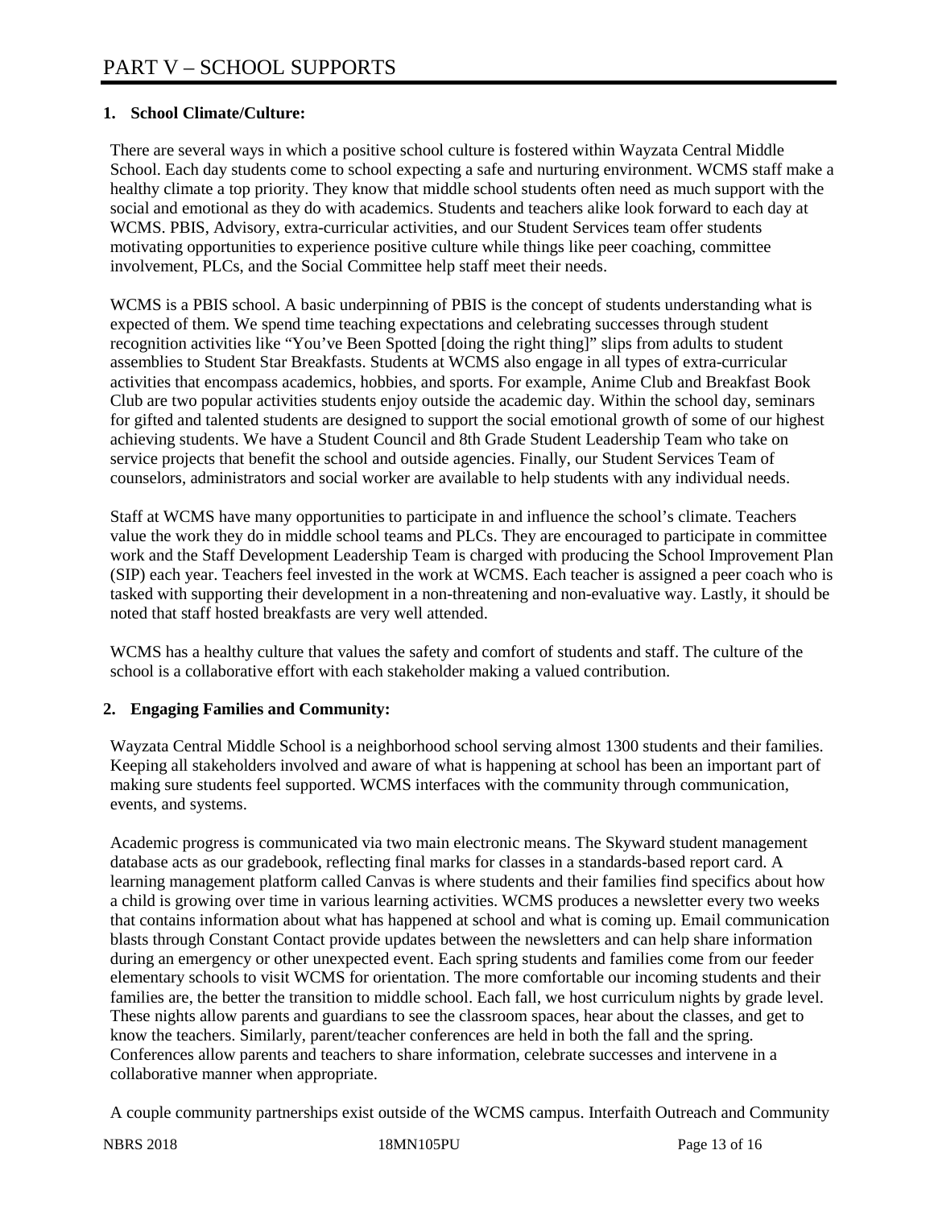# PART V – SCHOOL SUPPORTS

**1. School Climate/Culture:**

There are several ways in which a positive school culture is fostered within Wayzata Central Middle School. Each day students come to school expecting a safe and nurturing environment. WCMS staff make a healthy climate a top priority. They know that middle school students often need as much support with the social and emotional as they do with academics. Students and teachers alike look forward to each day at WCMS. PBIS, Advisory, extra-curricular activities, and our Student Services team offer students motivating opportunities to experience positive culture while things like peer coaching, committee involvement, PLCs, and the Social Committee help staff meet their needs.

WCMS is a PBIS school. A basic underpinning of PBIS is the concept of students understanding what is expected of them. We spend time teaching expectations and celebrating successes through student recognition activities like "You've Been Spotted [doing the right thing]" slips from adults to student assemblies to Student Star Breakfasts. Students at WCMS also engage in all types of extra-curricular activities that encompass academics, hobbies, and sports. For example, Anime Club and Breakfast Book Club are two popular activities students enjoy outside the academic day. Within the school day, seminars for gifted and talented students are designed to support the social emotional growth of some of our highest achieving students. We have a Student Council and 8th Grade Student Leadership Team who take on service projects that benefit the school and outside agencies. Finally, our Student Services Team of counselors, administrators and social worker are available to help students with any individual needs.

Staff at WCMS have many opportunities to participate in and influence the school's climate. Teachers value the work they do in middle school teams and PLCs. They are encouraged to participate in committee work and the Staff Development Leadership Team is charged with producing the School Improvement Plan (SIP) each year. Teachers feel invested in the work at WCMS. Each teacher is assigned a peer coach who is tasked with supporting their development in a non-threatening and non-evaluative way. Lastly, it should be noted that staff hosted breakfasts are very well attended.

WCMS has a healthy culture that values the safety and comfort of students and staff. The culture of the school is a collaborative effort with each stakeholder making a valued contribution.

**2. Engaging Families and Community:**

Wayzata Central Middle School is a neighborhood school serving almost 1300 students and their families. Keeping all stakeholders involved and aware of what is happening at school has been an important part of making sure students feel supported. WCMS interfaces with the community through communication, events, and systems.

Academic progress is communicated via two main electronic means. The Skyward student management database acts as our gradebook, reflecting final marks for classes in a standards-based report card. A learning management platform called Canvas is where students and their families find specifics about how a child is growing over time in various learning activities. WCMS produces a newsletter every two weeks that contains information about what has happened at school and what is coming up. Email communication blasts through Constant Contact provide updates between the newsletters and can help share information during an emergency or other unexpected event. Each spring students and families come from our feeder elementary schools to visit WCMS for orientation. The more comfortable our incoming students and their families are, the better the transition to middle school. Each fall, we host curriculum nights by grade level. These nights allow parents and guardians to see the classroom spaces, hear about the classes, and get to know the teachers. Similarly, parent/teacher conferences are held in both the fall and the spring. Conferences allow parents and teachers to share information, celebrate successes and intervene in a collaborative manner when appropriate.

A couple community partnerships exist outside of the WCMS campus. Interfaith Outreach and Community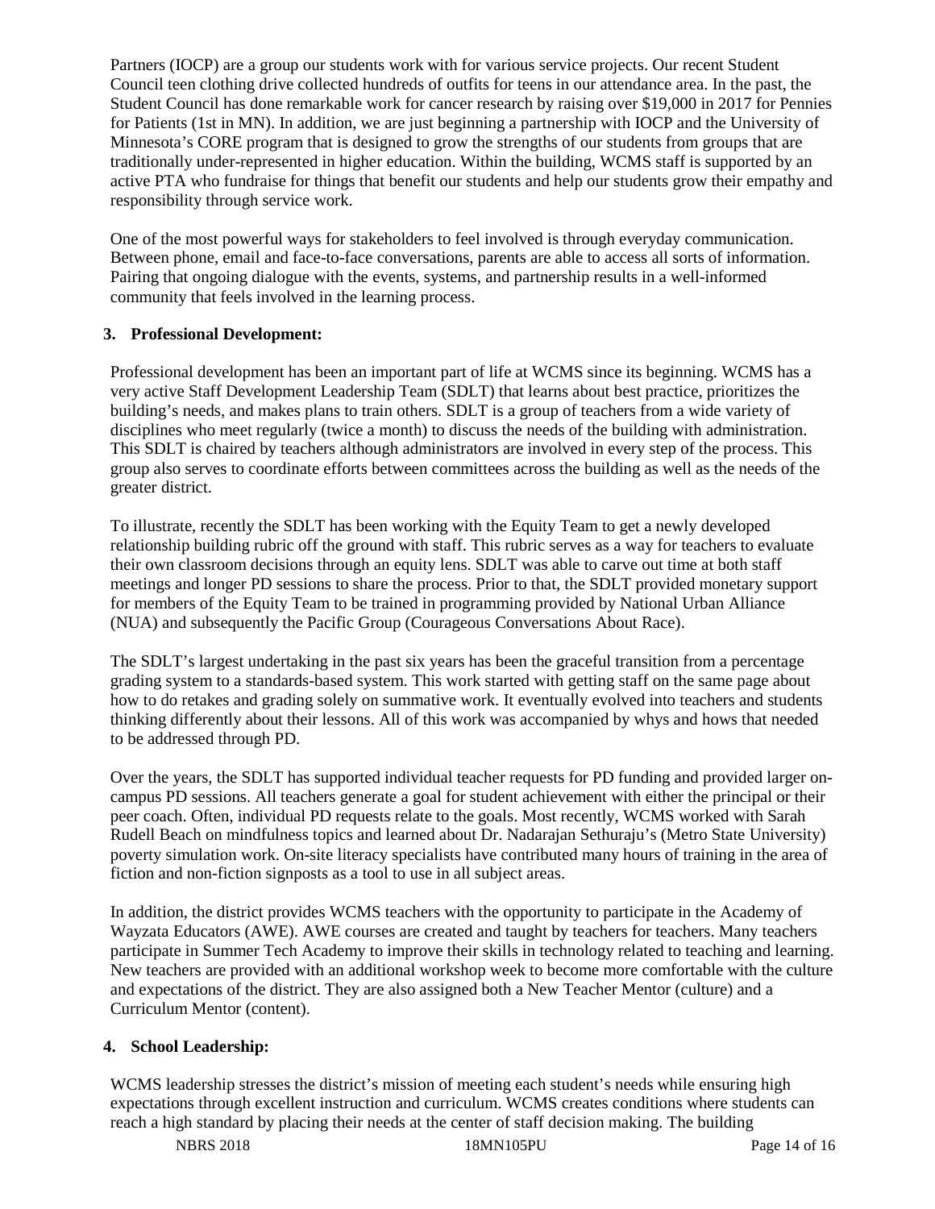Partners (IOCP) are a group our students work with for various service projects. Our recent Student Council teen clothing drive collected hundreds of outfits for teens in our attendance area. In the past, the Student Council has done remarkable work for cancer research by raising over $19,000 in 2017 for Pennies for Patients (1st in MN). In addition, we are just beginning a partnership with IOCP and the University of Minnesota's CORE program that is designed to grow the strengths of our students from groups that are traditionally under-represented in higher education. Within the building, WCMS staff is supported by an active PTA who fundraise for things that benefit our students and help our students grow their empathy and responsibility through service work.

One of the most powerful ways for stakeholders to feel involved is through everyday communication. Between phone, email and face-to-face conversations, parents are able to access all sorts of information. Pairing that ongoing dialogue with the events, systems, and partnership results in a well-informed community that feels involved in the learning process.

**3. Professional Development:**

Professional development has been an important part of life at WCMS since its beginning. WCMS has a very active Staff Development Leadership Team (SDLT) that learns about best practice, prioritizes the building's needs, and makes plans to train others. SDLT is a group of teachers from a wide variety of disciplines who meet regularly (twice a month) to discuss the needs of the building with administration. This SDLT is chaired by teachers although administrators are involved in every step of the process. This group also serves to coordinate efforts between committees across the building as well as the needs of the greater district.

To illustrate, recently the SDLT has been working with the Equity Team to get a newly developed relationship building rubric off the ground with staff. This rubric serves as a way for teachers to evaluate their own classroom decisions through an equity lens. SDLT was able to carve out time at both staff meetings and longer PD sessions to share the process. Prior to that, the SDLT provided monetary support for members of the Equity Team to be trained in programming provided by National Urban Alliance (NUA) and subsequently the Pacific Group (Courageous Conversations About Race).

The SDLT's largest undertaking in the past six years has been the graceful transition from a percentage grading system to a standards-based system. This work started with getting staff on the same page about how to do retakes and grading solely on summative work. It eventually evolved into teachers and students thinking differently about their lessons. All of this work was accompanied by whys and hows that needed to be addressed through PD.

Over the years, the SDLT has supported individual teacher requests for PD funding and provided larger on-campus PD sessions. All teachers generate a goal for student achievement with either the principal or their peer coach. Often, individual PD requests relate to the goals. Most recently, WCMS worked with Sarah Rudell Beach on mindfulness topics and learned about Dr. Nadarajan Sethuraju's (Metro State University) poverty simulation work. On-site literacy specialists have contributed many hours of training in the area of fiction and non-fiction signposts as a tool to use in all subject areas.

In addition, the district provides WCMS teachers with the opportunity to participate in the Academy of Wayzata Educators (AWE). AWE courses are created and taught by teachers for teachers. Many teachers participate in Summer Tech Academy to improve their skills in technology related to teaching and learning. New teachers are provided with an additional workshop week to become more comfortable with the culture and expectations of the district. They are also assigned both a New Teacher Mentor (culture) and a Curriculum Mentor (content).

**4. School Leadership:**

WCMS leadership stresses the district's mission of meeting each student's needs while ensuring high expectations through excellent instruction and curriculum. WCMS creates conditions where students can reach a high standard by placing their needs at the center of staff decision making. The building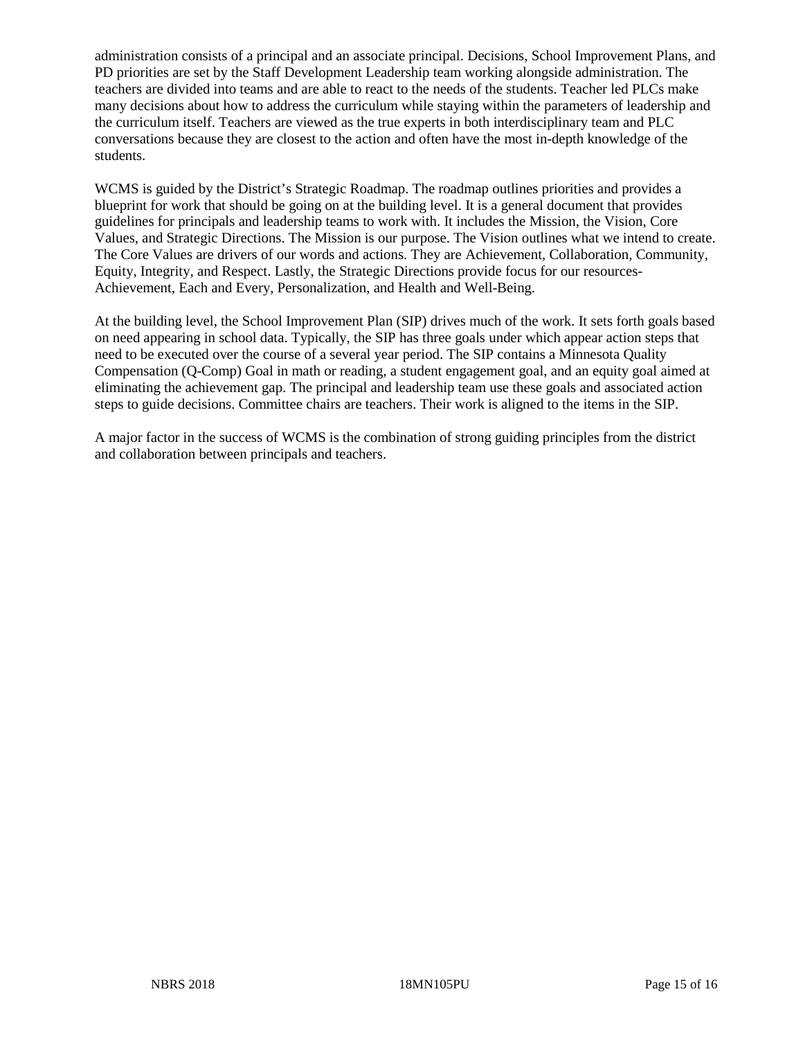administration consists of a principal and an associate principal. Decisions, School Improvement Plans, and PD priorities are set by the Staff Development Leadership team working alongside administration. The teachers are divided into teams and are able to react to the needs of the students. Teacher led PLCs make many decisions about how to address the curriculum while staying within the parameters of leadership and the curriculum itself. Teachers are viewed as the true experts in both interdisciplinary team and PLC conversations because they are closest to the action and often have the most in-depth knowledge of the students.

WCMS is guided by the District's Strategic Roadmap. The roadmap outlines priorities and provides a blueprint for work that should be going on at the building level. It is a general document that provides guidelines for principals and leadership teams to work with. It includes the Mission, the Vision, Core Values, and Strategic Directions. The Mission is our purpose. The Vision outlines what we intend to create. The Core Values are drivers of our words and actions. They are Achievement, Collaboration, Community, Equity, Integrity, and Respect. Lastly, the Strategic Directions provide focus for our resources- Achievement, Each and Every, Personalization, and Health and Well-Being.

At the building level, the School Improvement Plan (SIP) drives much of the work. It sets forth goals based on need appearing in school data. Typically, the SIP has three goals under which appear action steps that need to be executed over the course of a several year period. The SIP contains a Minnesota Quality Compensation (Q-Comp) Goal in math or reading, a student engagement goal, and an equity goal aimed at eliminating the achievement gap. The principal and leadership team use these goals and associated action steps to guide decisions. Committee chairs are teachers. Their work is aligned to the items in the SIP.

A major factor in the success of WCMS is the combination of strong guiding principles from the district and collaboration between principals and teachers.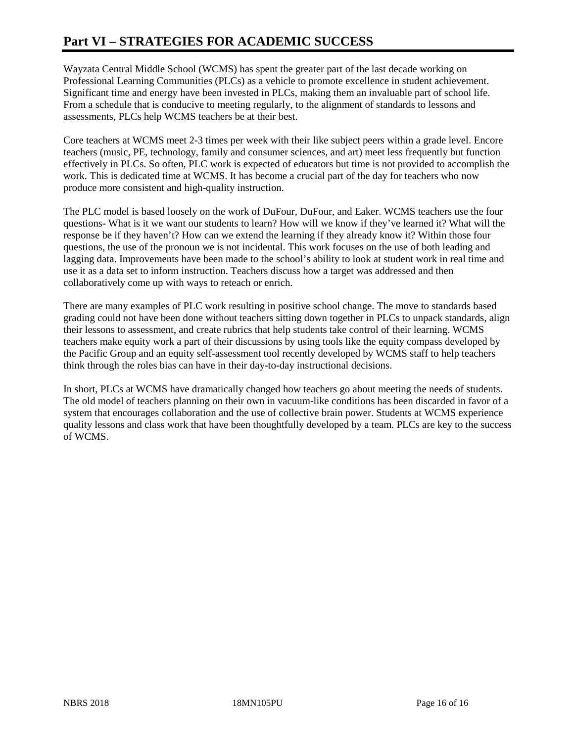# Part VI – STRATEGIES FOR ACADEMIC SUCCESS

Wayzata Central Middle School (WCMS) has spent the greater part of the last decade working on Professional Learning Communities (PLCs) as a vehicle to promote excellence in student achievement. Significant time and energy have been invested in PLCs, making them an invaluable part of school life. From a schedule that is conducive to meeting regularly, to the alignment of standards to lessons and assessments, PLCs help WCMS teachers be at their best.

Core teachers at WCMS meet 2-3 times per week with their like subject peers within a grade level. Encore teachers (music, PE, technology, family and consumer sciences, and art) meet less frequently but function effectively in PLCs. So often, PLC work is expected of educators but time is not provided to accomplish the work. This is dedicated time at WCMS. It has become a crucial part of the day for teachers who now produce more consistent and high-quality instruction.

The PLC model is based loosely on the work of DuFour, DuFour, and Eaker. WCMS teachers use the four questions- What is it we want our students to learn? How will we know if they've learned it? What will the response be if they haven't? How can we extend the learning if they already know it? Within those four questions, the use of the pronoun we is not incidental. This work focuses on the use of both leading and lagging data. Improvements have been made to the school's ability to look at student work in real time and use it as a data set to inform instruction. Teachers discuss how a target was addressed and then collaboratively come up with ways to reteach or enrich.

There are many examples of PLC work resulting in positive school change. The move to standards based grading could not have been done without teachers sitting down together in PLCs to unpack standards, align their lessons to assessment, and create rubrics that help students take control of their learning. WCMS teachers make equity work a part of their discussions by using tools like the equity compass developed by the Pacific Group and an equity self-assessment tool recently developed by WCMS staff to help teachers think through the roles bias can have in their day-to-day instructional decisions.

In short, PLCs at WCMS have dramatically changed how teachers go about meeting the needs of students. The old model of teachers planning on their own in vacuum-like conditions has been discarded in favor of a system that encourages collaboration and the use of collective brain power. Students at WCMS experience quality lessons and class work that have been thoughtfully developed by a team. PLCs are key to the success of WCMS.